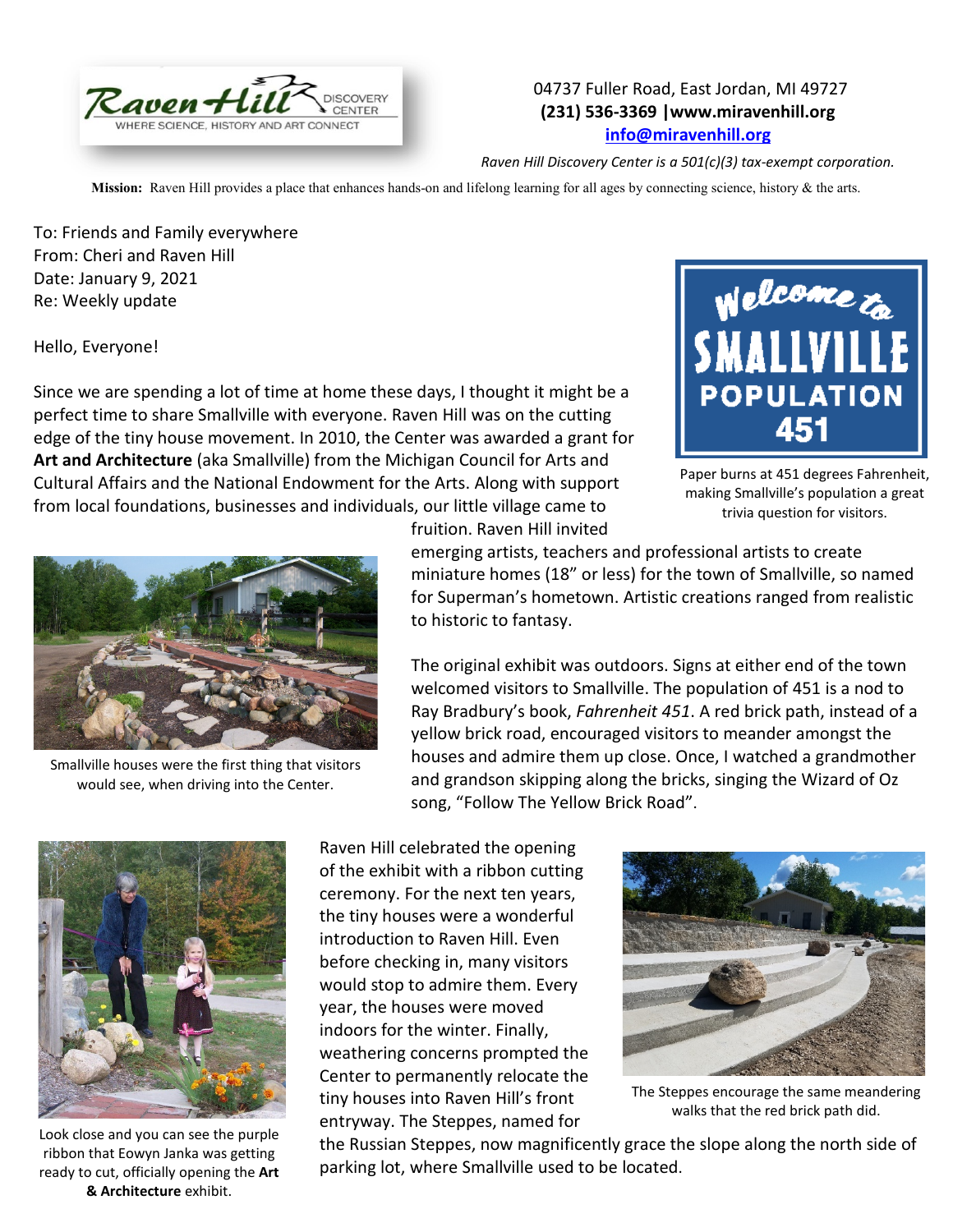Raven Hill Discovery Center — WHERE SCIENCE, HISTORY AND ART CONNECT

04737 Fuller Road, East Jordan, MI 49727
**(231) 536-3369 | www.miravenhill.org**
**info@miravenhill.org**

*Raven Hill Discovery Center is a 501(c)(3) tax-exempt corporation.*

**Mission:** Raven Hill provides a place that enhances hands-on and lifelong learning for all ages by connecting science, history & the arts.

To: Friends and Family everywhere
From: Cheri and Raven Hill
Date: January 9, 2021
Re: Weekly update

Hello, Everyone!

Since we are spending a lot of time at home these days, I thought it might be a perfect time to share Smallville with everyone. Raven Hill was on the cutting edge of the tiny house movement. In 2010, the Center was awarded a grant for **Art and Architecture** (aka Smallville) from the Michigan Council for Arts and Cultural Affairs and the National Endowment for the Arts. Along with support from local foundations, businesses and individuals, our little village came to fruition. Raven Hill invited emerging artists, teachers and professional artists to create miniature homes (18" or less) for the town of Smallville, so named for Superman's hometown. Artistic creations ranged from realistic to historic to fantasy.

Welcome to SMALLVILLE POPULATION 451

Paper burns at 451 degrees Fahrenheit, making Smallville's population a great trivia question for visitors.

Smallville houses were the first thing that visitors would see, when driving into the Center.

The original exhibit was outdoors. Signs at either end of the town welcomed visitors to Smallville. The population of 451 is a nod to Ray Bradbury's book, *Fahrenheit 451*. A red brick path, instead of a yellow brick road, encouraged visitors to meander amongst the houses and admire them up close. Once, I watched a grandmother and grandson skipping along the bricks, singing the Wizard of Oz song, "Follow The Yellow Brick Road".

Raven Hill celebrated the opening of the exhibit with a ribbon cutting ceremony. For the next ten years, the tiny houses were a wonderful introduction to Raven Hill. Even before checking in, many visitors would stop to admire them. Every year, the houses were moved indoors for the winter. Finally, weathering concerns prompted the Center to permanently relocate the tiny houses into Raven Hill's front entryway. The Steppes, named for the Russian Steppes, now magnificently grace the slope along the north side of parking lot, where Smallville used to be located.

Look close and you can see the purple ribbon that Eowyn Janka was getting ready to cut, officially opening the **Art & Architecture** exhibit.

The Steppes encourage the same meandering walks that the red brick path did.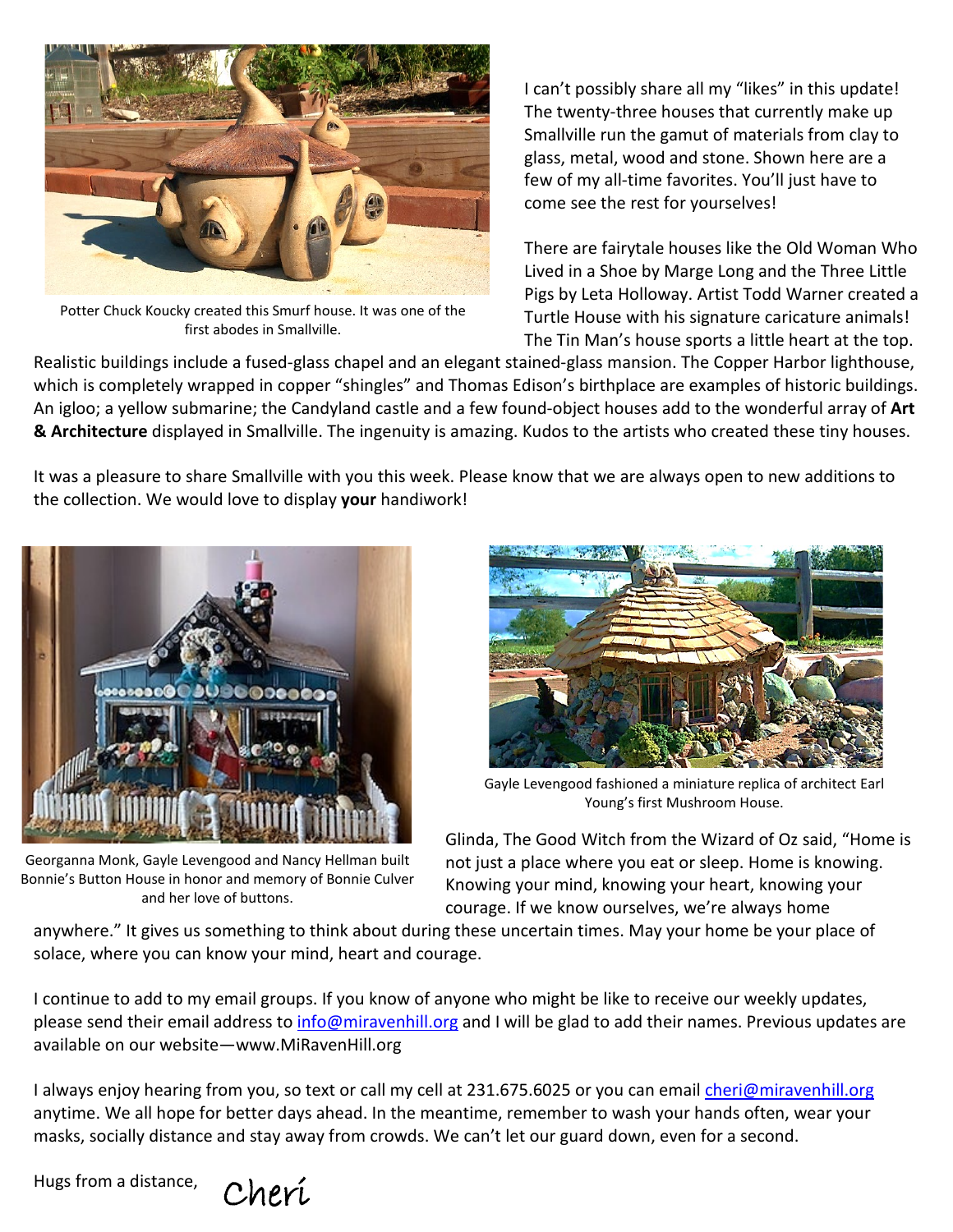Potter Chuck Koucky created this Smurf house. It was one of the first abodes in Smallville.

I can't possibly share all my "likes" in this update! The twenty-three houses that currently make up Smallville run the gamut of materials from clay to glass, metal, wood and stone. Shown here are a few of my all-time favorites. You'll just have to come see the rest for yourselves!

There are fairytale houses like the Old Woman Who Lived in a Shoe by Marge Long and the Three Little Pigs by Leta Holloway. Artist Todd Warner created a Turtle House with his signature caricature animals! The Tin Man's house sports a little heart at the top. Realistic buildings include a fused-glass chapel and an elegant stained-glass mansion. The Copper Harbor lighthouse, which is completely wrapped in copper "shingles" and Thomas Edison's birthplace are examples of historic buildings. An igloo; a yellow submarine; the Candyland castle and a few found-object houses add to the wonderful array of **Art & Architecture** displayed in Smallville. The ingenuity is amazing. Kudos to the artists who created these tiny houses.

It was a pleasure to share Smallville with you this week. Please know that we are always open to new additions to the collection. We would love to display **your** handiwork!

Georganna Monk, Gayle Levengood and Nancy Hellman built Bonnie's Button House in honor and memory of Bonnie Culver and her love of buttons.

Gayle Levengood fashioned a miniature replica of architect Earl Young's first Mushroom House.

Glinda, The Good Witch from the Wizard of Oz said, "Home is not just a place where you eat or sleep. Home is knowing. Knowing your mind, knowing your heart, knowing your courage. If we know ourselves, we're always home anywhere." It gives us something to think about during these uncertain times. May your home be your place of solace, where you can know your mind, heart and courage.

I continue to add to my email groups. If you know of anyone who might be like to receive our weekly updates, please send their email address to info@miravenhill.org and I will be glad to add their names. Previous updates are available on our website—www.MiRavenHill.org

I always enjoy hearing from you, so text or call my cell at 231.675.6025 or you can email cheri@miravenhill.org anytime. We all hope for better days ahead. In the meantime, remember to wash your hands often, wear your masks, socially distance and stay away from crowds. We can't let our guard down, even for a second.

Hugs from a distance, Cheri